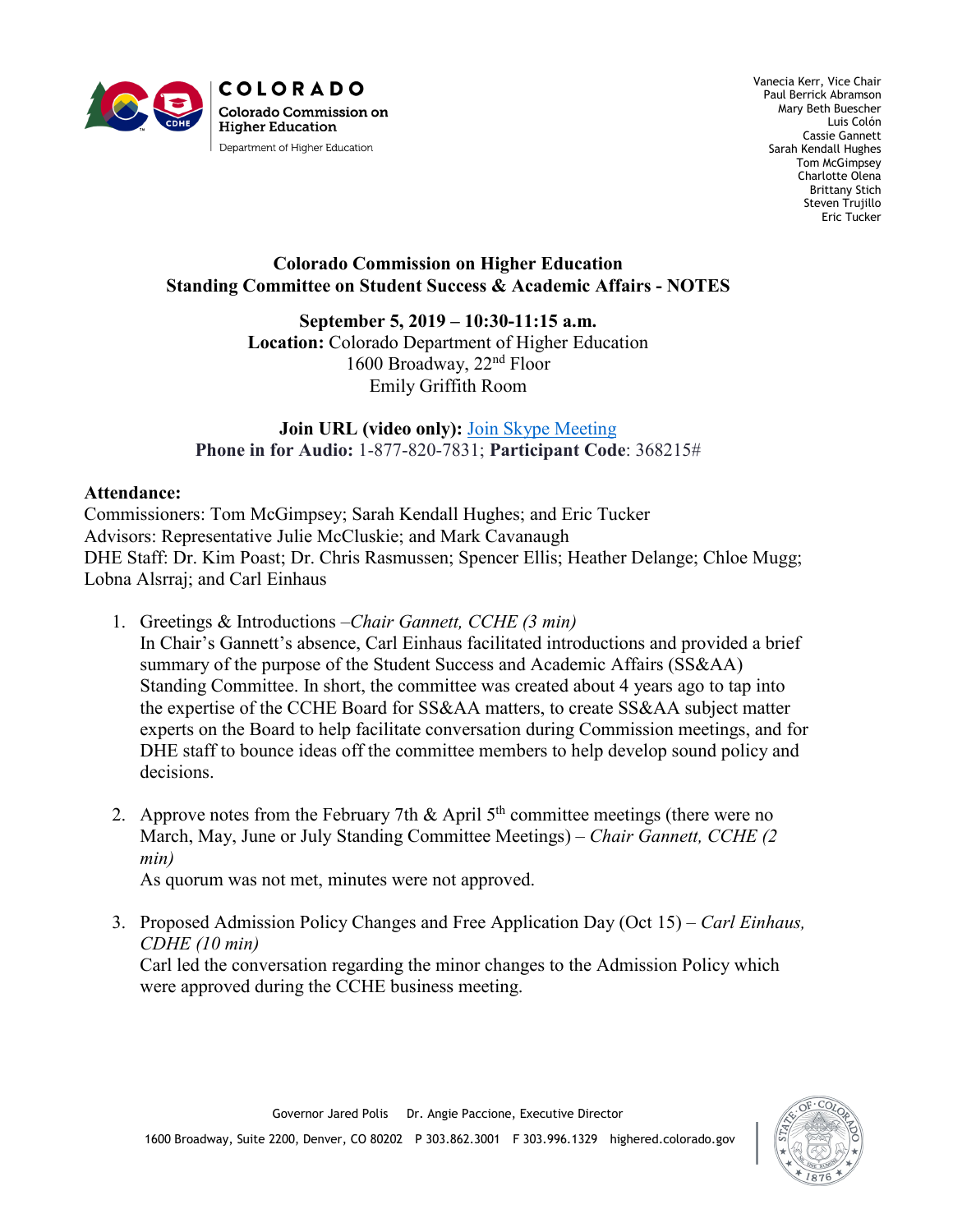COLORADO
Colorado Commission on Higher Education
Department of Higher Education

Vanecia Kerr, Vice Chair
Paul Berrick Abramson
Mary Beth Buescher
Luis Colón
Cassie Gannett
Sarah Kendall Hughes
Tom McGimpsey
Charlotte Olena
Brittany Stich
Steven Trujillo
Eric Tucker

**Colorado Commission on Higher Education**
**Standing Committee on Student Success & Academic Affairs - NOTES**

**September 5, 2019 – 10:30-11:15 a.m.**
**Location:** Colorado Department of Higher Education
1600 Broadway, 22nd Floor
Emily Griffith Room

**Join URL (video only):** Join Skype Meeting
**Phone in for Audio:** 1-877-820-7831; **Participant Code**: 368215#

**Attendance:**
Commissioners: Tom McGimpsey; Sarah Kendall Hughes; and Eric Tucker
Advisors: Representative Julie McCluskie; and Mark Cavanaugh
DHE Staff: Dr. Kim Poast; Dr. Chris Rasmussen; Spencer Ellis; Heather Delange; Chloe Mugg; Lobna Alsrraj; and Carl Einhaus

1. Greetings & Introductions –*Chair Gannett, CCHE (3 min)*
   In Chair's Gannett's absence, Carl Einhaus facilitated introductions and provided a brief summary of the purpose of the Student Success and Academic Affairs (SS&AA) Standing Committee. In short, the committee was created about 4 years ago to tap into the expertise of the CCHE Board for SS&AA matters, to create SS&AA subject matter experts on the Board to help facilitate conversation during Commission meetings, and for DHE staff to bounce ideas off the committee members to help develop sound policy and decisions.

2. Approve notes from the February 7th & April 5th committee meetings (there were no March, May, June or July Standing Committee Meetings) – *Chair Gannett, CCHE (2 min)*
   As quorum was not met, minutes were not approved.

3. Proposed Admission Policy Changes and Free Application Day (Oct 15) – *Carl Einhaus, CDHE (10 min)*
   Carl led the conversation regarding the minor changes to the Admission Policy which were approved during the CCHE business meeting.

Governor Jared Polis  Dr. Angie Paccione, Executive Director
1600 Broadway, Suite 2200, Denver, CO 80202  P 303.862.3001  F 303.996.1329  highered.colorado.gov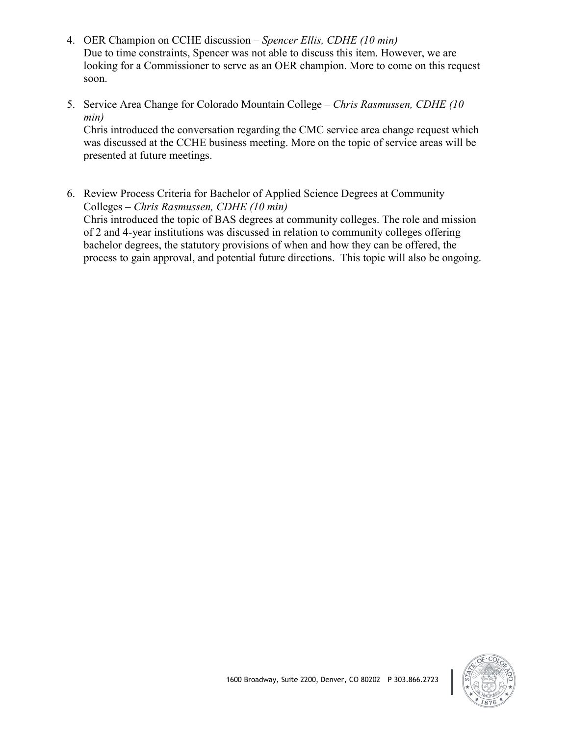4. OER Champion on CCHE discussion – *Spencer Ellis, CDHE (10 min)*
   Due to time constraints, Spencer was not able to discuss this item. However, we are looking for a Commissioner to serve as an OER champion. More to come on this request soon.

5. Service Area Change for Colorado Mountain College – *Chris Rasmussen, CDHE (10 min)*
   Chris introduced the conversation regarding the CMC service area change request which was discussed at the CCHE business meeting. More on the topic of service areas will be presented at future meetings.

6. Review Process Criteria for Bachelor of Applied Science Degrees at Community Colleges – *Chris Rasmussen, CDHE (10 min)*
   Chris introduced the topic of BAS degrees at community colleges. The role and mission of 2 and 4-year institutions was discussed in relation to community colleges offering bachelor degrees, the statutory provisions of when and how they can be offered, the process to gain approval, and potential future directions. This topic will also be ongoing.